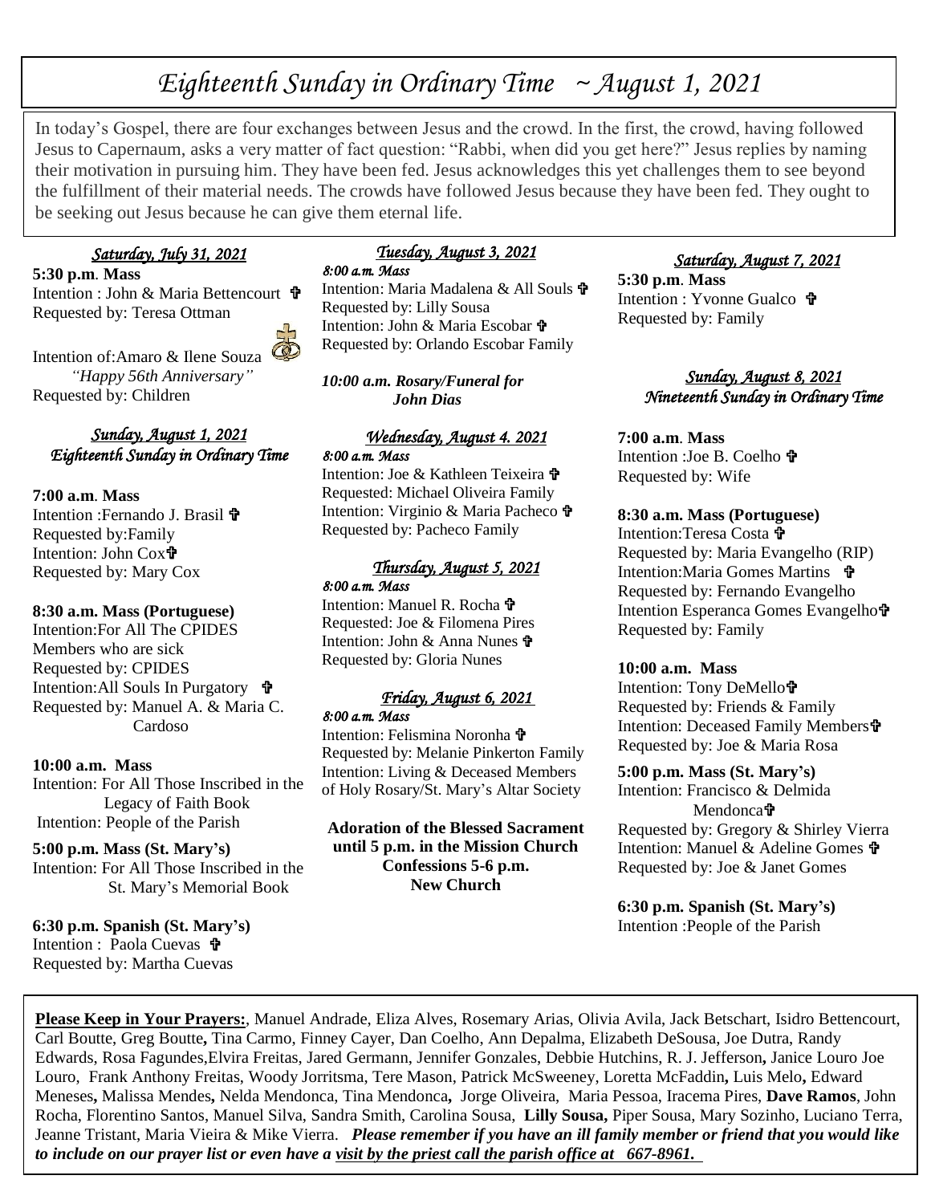# *Eighteenth Sunday in Ordinary Time ~ August 1, 2021*

In today's Gospel, there are four exchanges between Jesus and the crowd. In the first, the crowd, having followed Jesus to Capernaum, asks a very matter of fact question: "Rabbi, when did you get here?" Jesus replies by naming their motivation in pursuing him. They have been fed. Jesus acknowledges this yet challenges them to see beyond the fulfillment of their material needs. The crowds have followed Jesus because they have been fed. They ought to be seeking out Jesus because he can give them eternal life.

### *Saturday, July 31, 2021*

**5:30 p.m. Mass**
Intention : John & Maria Bettencourt ✟
Requested by: Teresa Ottman

Intention of:Amaro & Ilene Souza
*"Happy 56th Anniversary"*
Requested by: Children

### *Sunday, August 1, 2021*
### *Eighteenth Sunday in Ordinary Time*

**7:00 a.m. Mass**
Intention :Fernando J. Brasil ✟
Requested by:Family
Intention: John Cox✟
Requested by: Mary Cox

**8:30 a.m. Mass (Portuguese)**
Intention:For All The CPIDES Members who are sick
Requested by: CPIDES
Intention:All Souls In Purgatory ✟
Requested by: Manuel A. & Maria C. Cardoso

**10:00 a.m. Mass**
Intention: For All Those Inscribed in the Legacy of Faith Book
Intention: People of the Parish

**5:00 p.m. Mass (St. Mary's)**
Intention: For All Those Inscribed in the St. Mary's Memorial Book

**6:30 p.m. Spanish (St. Mary's)**
Intention : Paola Cuevas ✟
Requested by: Martha Cuevas

### *Tuesday, August 3, 2021*

*8:00 a.m. Mass*
Intention: Maria Madalena & All Souls ✟
Requested by: Lilly Sousa
Intention: John & Maria Escobar ✟
Requested by: Orlando Escobar Family

***10:00 a.m. Rosary/Funeral for John Dias***

### *Wednesday, August 4. 2021*

*8:00 a.m. Mass*
Intention: Joe & Kathleen Teixeira ✟
Requested: Michael Oliveira Family
Intention: Virginio & Maria Pacheco ✟
Requested by: Pacheco Family

### *Thursday, August 5, 2021*

*8:00 a.m. Mass*
Intention: Manuel R. Rocha ✟
Requested: Joe & Filomena Pires
Intention: John & Anna Nunes ✟
Requested by: Gloria Nunes

### *Friday, August 6, 2021*

*8:00 a.m. Mass*
Intention: Felismina Noronha ✟
Requested by: Melanie Pinkerton Family
Intention: Living & Deceased Members of Holy Rosary/St. Mary's Altar Society

**Adoration of the Blessed Sacrament until 5 p.m. in the Mission Church**
**Confessions 5-6 p.m.**
**New Church**

### *Saturday, August 7, 2021*

**5:30 p.m. Mass**
Intention : Yvonne Gualco ✟
Requested by: Family

### *Sunday, August 8, 2021*
### *Nineteenth Sunday in Ordinary Time*

**7:00 a.m. Mass**
Intention :Joe B. Coelho ✟
Requested by: Wife

**8:30 a.m. Mass (Portuguese)**
Intention:Teresa Costa ✟
Requested by: Maria Evangelho (RIP)
Intention:Maria Gomes Martins ✟
Requested by: Fernando Evangelho
Intention Esperanca Gomes Evangelho✟
Requested by: Family

**10:00 a.m. Mass**
Intention: Tony DeMello✟
Requested by: Friends & Family
Intention: Deceased Family Members✟
Requested by: Joe & Maria Rosa

**5:00 p.m. Mass (St. Mary's)**
Intention: Francisco & Delmida Mendonca✟
Requested by: Gregory & Shirley Vierra
Intention: Manuel & Adeline Gomes ✟
Requested by: Joe & Janet Gomes

**6:30 p.m. Spanish (St. Mary's)**
Intention :People of the Parish

**Please Keep in Your Prayers:**, Manuel Andrade, Eliza Alves, Rosemary Arias, Olivia Avila, Jack Betschart, Isidro Bettencourt, Carl Boutte, Greg Boutte**,** Tina Carmo, Finney Cayer, Dan Coelho, Ann Depalma, Elizabeth DeSousa, Joe Dutra, Randy Edwards, Rosa Fagundes,Elvira Freitas, Jared Germann, Jennifer Gonzales, Debbie Hutchins, R. J. Jefferson**,** Janice Louro Joe Louro, Frank Anthony Freitas, Woody Jorritsma, Tere Mason, Patrick McSweeney, Loretta McFaddin**,** Luis Melo**,** Edward Meneses**,** Malissa Mendes**,** Nelda Mendonca, Tina Mendonca**,** Jorge Oliveira, Maria Pessoa, Iracema Pires, **Dave Ramos**, John Rocha, Florentino Santos, Manuel Silva, Sandra Smith, Carolina Sousa, **Lilly Sousa,** Piper Sousa, Mary Sozinho, Luciano Terra, Jeanne Tristant, Maria Vieira & Mike Vierra. ***Please remember if you have an ill family member or friend that you would like to include on our prayer list or even have a visit by the priest call the parish office at 667-8961.***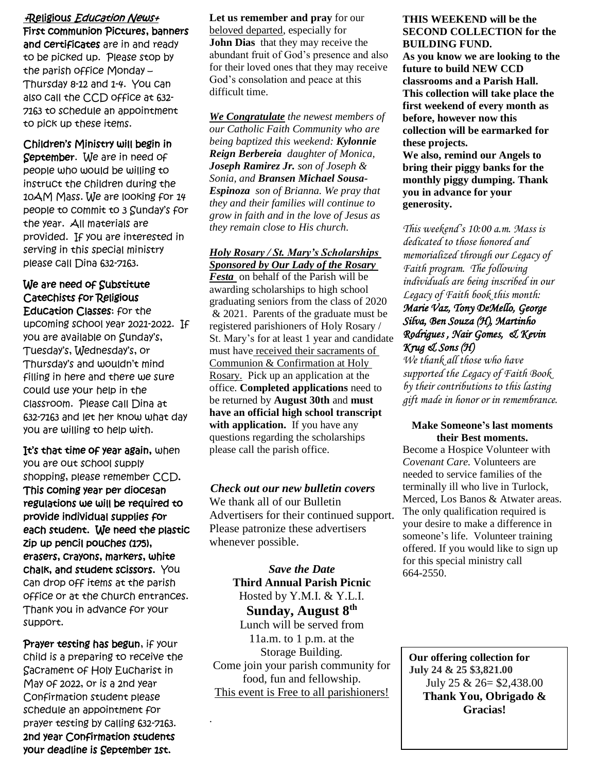## +Religious *Education News*+

**First communion Pictures, banners and certificates** are in and ready to be picked up. Please stop by the parish office Monday – Thursday 8-12 and 1-4. You can also call the CCD office at 632-7163 to schedule an appointment to pick up these items.

**Children's Ministry will begin in September**. We are in need of people who would be willing to instruct the children during the 10AM Mass. We are looking for 14 people to commit to 3 Sunday's for the year. All materials are provided. If you are interested in serving in this special ministry please call Dina 632-7163.

**We are need of Substitute Catechists for Religious Education Classes**: for the upcoming school year 2021-2022. If you are available on Sunday's, Tuesday's, Wednesday's, or Thursday's and wouldn't mind filling in here and there we sure could use your help in the classroom. Please call Dina at 632-7163 and let her know what day you are willing to help with.

**It's that time of year again,** when you are out school supply shopping, please remember CCD. **This coming year per diocesan regulations we will be required to provide individual supplies for each student. We need the plastic zip up pencil pouches (175), erasers, crayons, markers, white chalk, and student scissors.** You can drop off items at the parish office or at the church entrances. Thank you in advance for your support.

**Prayer testing has begun**, if your child is a preparing to receive the Sacrament of Holy Eucharist in May of 2022, or is a 2nd year Confirmation student please schedule an appointment for prayer testing by calling 632-7163. **2nd year Confirmation students your deadline is September 1st.**

**Let us remember and pray** for our beloved departed, especially for **John Dias** that they may receive the abundant fruit of God's presence and also for their loved ones that they may receive God's consolation and peace at this difficult time.

***We Congratulate*** *the newest members of our Catholic Faith Community who are being baptized this weekend:* ***Kylonnie Reign Berbereia*** *daughter of Monica,* ***Joseph Ramirez Jr.*** *son of Joseph & Sonia, and* ***Bransen Michael Sousa-Espinoza*** *son of Brianna. We pray that they and their families will continue to grow in faith and in the love of Jesus as they remain close to His church.*

***Holy Rosary / St. Mary's Scholarships Sponsored by Our Lady of the Rosary Festa*** on behalf of the Parish will be awarding scholarships to high school graduating seniors from the class of 2020 & 2021. Parents of the graduate must be registered parishioners of Holy Rosary / St. Mary's for at least 1 year and candidate must have received their sacraments of Communion & Confirmation at Holy Rosary. Pick up an application at the office. **Completed applications** need to be returned by **August 30th** and **must have an official high school transcript with application.** If you have any questions regarding the scholarships please call the parish office.

***Check out our new bulletin covers***
We thank all of our Bulletin Advertisers for their continued support. Please patronize these advertisers whenever possible.

***Save the Date***
**Third Annual Parish Picnic**
Hosted by Y.M.I. & Y.L.I.
**Sunday, August 8th**
Lunch will be served from 11a.m. to 1 p.m. at the Storage Building.
Come join your parish community for food, fun and fellowship.
This event is Free to all parishioners!

**THIS WEEKEND will be the SECOND COLLECTION for the BUILDING FUND.**
**As you know we are looking to the future to build NEW CCD classrooms and a Parish Hall. This collection will take place the first weekend of every month as before, however now this collection will be earmarked for these projects.**
**We also, remind our Angels to bring their piggy banks for the monthly piggy dumping. Thank you in advance for your generosity.**

*This weekend's 10:00 a.m. Mass is dedicated to those honored and memorialized through our Legacy of Faith program. The following individuals are being inscribed in our Legacy of Faith book this month:*
***Marie Vaz, Tony DeMello, George Silva, Ben Souza (H), Martinho Rodrigues , Nair Gomes, & Kevin Krug & Sons (H)***
*We thank all those who have supported the Legacy of Faith Book by their contributions to this lasting gift made in honor or in remembrance.*

**Make Someone's last moments their Best moments.**
Become a Hospice Volunteer with *Covenant Care.* Volunteers are needed to service families of the terminally ill who live in Turlock, Merced, Los Banos & Atwater areas. The only qualification required is your desire to make a difference in someone's life. Volunteer training offered. If you would like to sign up for this special ministry call 664-2550.

**Our offering collection for July 24 & 25 $3,821.00**
July 25 & 26= $2,438.00
**Thank You, Obrigado & Gracias!**